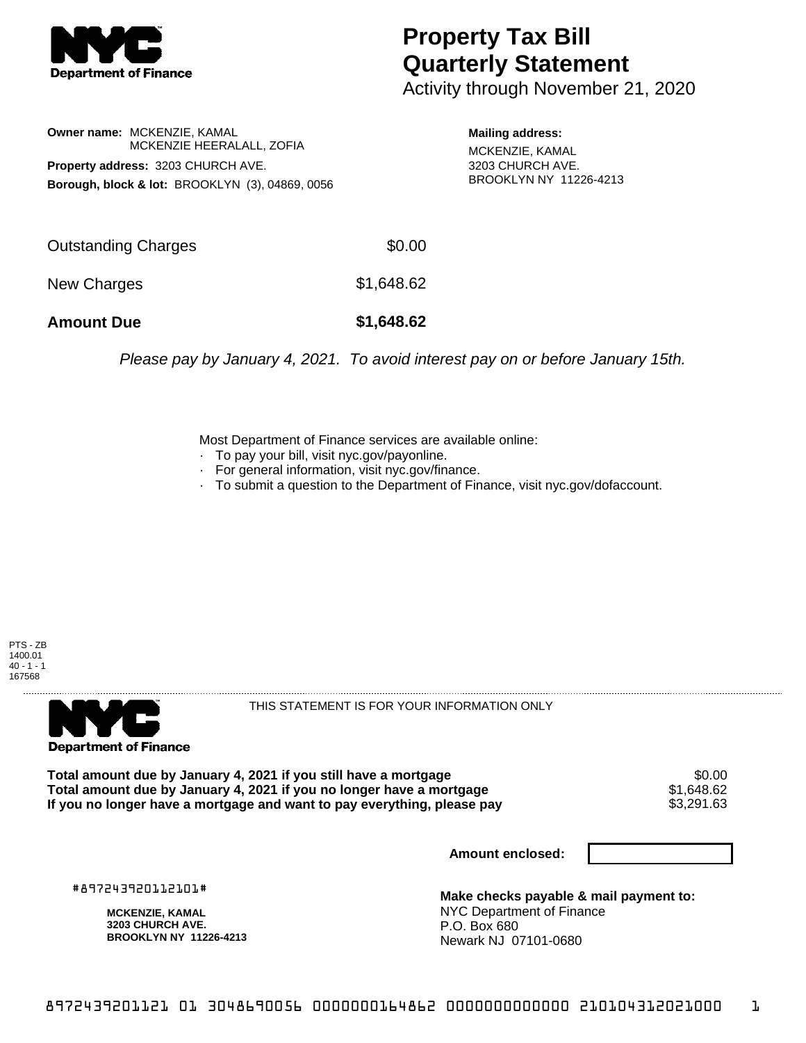# Property Tax Bill Quarterly Statement

Activity through November 21, 2020

**Owner name:** MCKENZIE, KAMAL
MCKENZIE HEERALALL, ZOFIA

**Property address:** 3203 CHURCH AVE.

**Borough, block & lot:** BROOKLYN (3), 04869, 0056

**Mailing address:**
MCKENZIE, KAMAL
3203 CHURCH AVE.
BROOKLYN NY 11226-4213

| | |
|---|---|
| Outstanding Charges | $0.00 |
| New Charges | $1,648.62 |
| **Amount Due** | **$1,648.62** |

*Please pay by January 4, 2021. To avoid interest pay on or before January 15th.*

Most Department of Finance services are available online:
- To pay your bill, visit nyc.gov/payonline.
- For general information, visit nyc.gov/finance.
- To submit a question to the Department of Finance, visit nyc.gov/dofaccount.

PTS - ZB
1400.01
40 - 1 - 1
167568

THIS STATEMENT IS FOR YOUR INFORMATION ONLY

| | |
|---|---|
| **Total amount due by January 4, 2021 if you still have a mortgage** | $0.00 |
| **Total amount due by January 4, 2021 if you no longer have a mortgage** | $1,648.62 |
| **If you no longer have a mortgage and want to pay everything, please pay** | $3,291.63 |

**Amount enclosed:**

#897243920112101#

**MCKENZIE, KAMAL**
**3203 CHURCH AVE.**
**BROOKLYN NY 11226-4213**

**Make checks payable & mail payment to:**
NYC Department of Finance
P.O. Box 680
Newark NJ 07101-0680

8972439201121 01 3048690056 0000000164862 0000000000000 210104312021000 1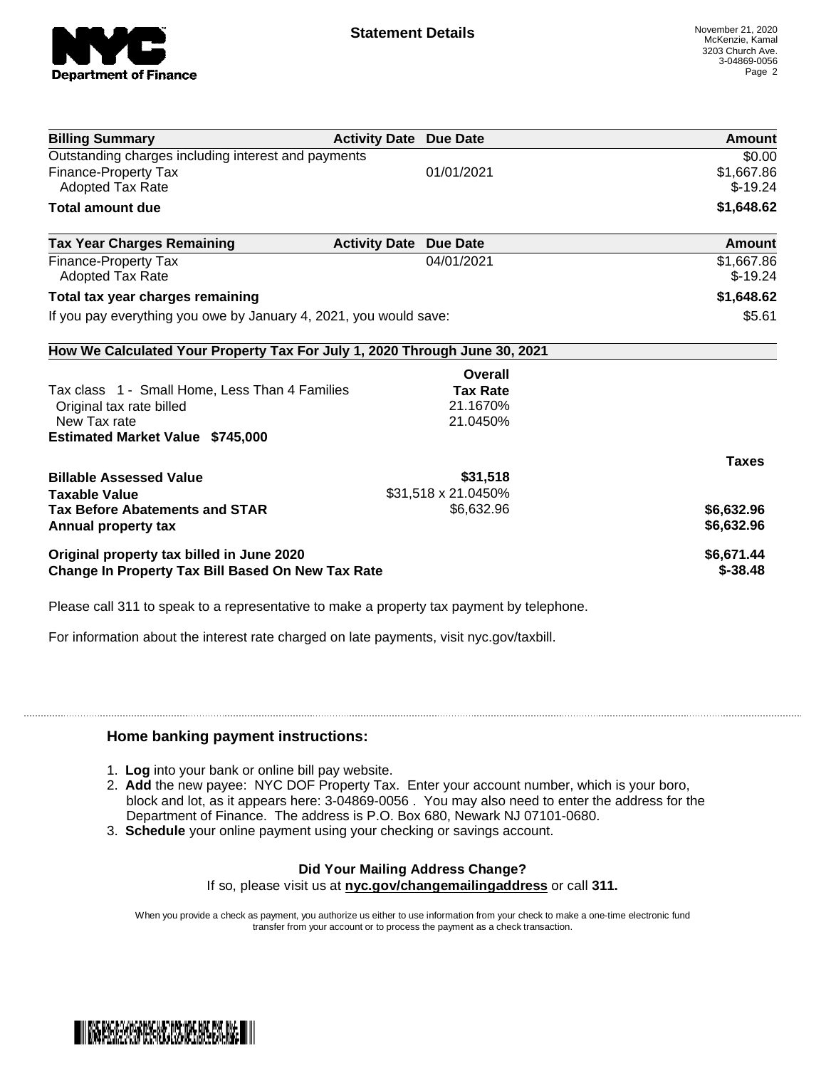# Statement Details

November 21, 2020
McKenzie, Kamal
3203 Church Ave.
3-04869-0056

| Billing Summary | Activity Date | Due Date | Amount |
|---|---|---|---|
| Outstanding charges including interest and payments | | | $0.00 |
| Finance-Property Tax | | 01/01/2021 | $1,667.86 |
| Adopted Tax Rate | | | $-19.24 |
| **Total amount due** | | | **$1,648.62** |

| Tax Year Charges Remaining | Activity Date | Due Date | Amount |
|---|---|---|---|
| Finance-Property Tax | | 04/01/2021 | $1,667.86 |
| Adopted Tax Rate | | | $-19.24 |
| **Total tax year charges remaining** | | | **$1,648.62** |
| If you pay everything you owe by January 4, 2021, you would save: | | | $5.61 |

**How We Calculated Your Property Tax For July 1, 2020 Through June 30, 2021**

| | Overall Tax Rate | Taxes |
|---|---|---|
| Tax class 1 - Small Home, Less Than 4 Families | | |
| Original tax rate billed | 21.1670% | |
| New Tax rate | 21.0450% | |
| **Estimated Market Value $745,000** | | |
| **Billable Assessed Value** | **$31,518** | |
| **Taxable Value** | $31,518 x 21.0450% | |
| **Tax Before Abatements and STAR** | $6,632.96 | **$6,632.96** |
| **Annual property tax** | | **$6,632.96** |
| **Original property tax billed in June 2020** | | **$6,671.44** |
| **Change In Property Tax Bill Based On New Tax Rate** | | **$-38.48** |

Please call 311 to speak to a representative to make a property tax payment by telephone.

For information about the interest rate charged on late payments, visit nyc.gov/taxbill.

## Home banking payment instructions:

1. **Log** into your bank or online bill pay website.
2. **Add** the new payee: NYC DOF Property Tax. Enter your account number, which is your boro, block and lot, as it appears here: 3-04869-0056 . You may also need to enter the address for the Department of Finance. The address is P.O. Box 680, Newark NJ 07101-0680.
3. **Schedule** your online payment using your checking or savings account.

**Did Your Mailing Address Change?**

If so, please visit us at **nyc.gov/changemailingaddress** or call **311.**

When you provide a check as payment, you authorize us either to use information from your check to make a one-time electronic fund transfer from your account or to process the payment as a check transaction.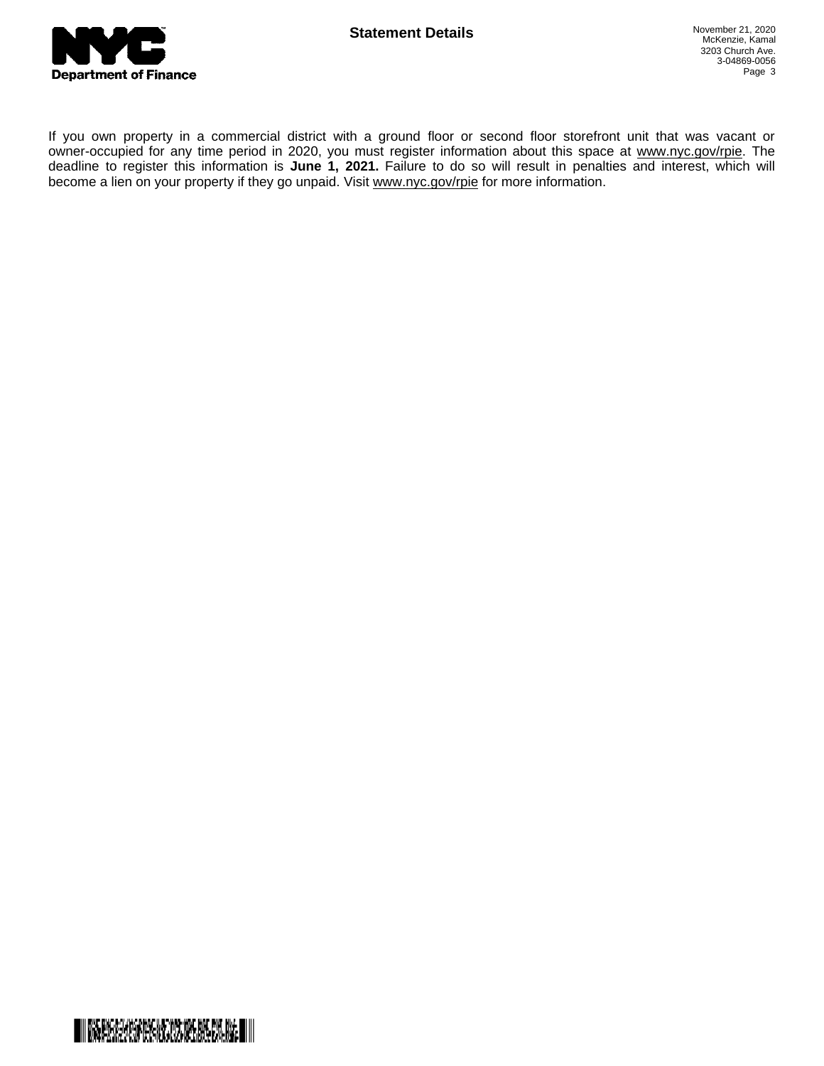If you own property in a commercial district with a ground floor or second floor storefront unit that was vacant or owner-occupied for any time period in 2020, you must register information about this space at www.nyc.gov/rpie. The deadline to register this information is **June 1, 2021.** Failure to do so will result in penalties and interest, which will become a lien on your property if they go unpaid. Visit www.nyc.gov/rpie for more information.